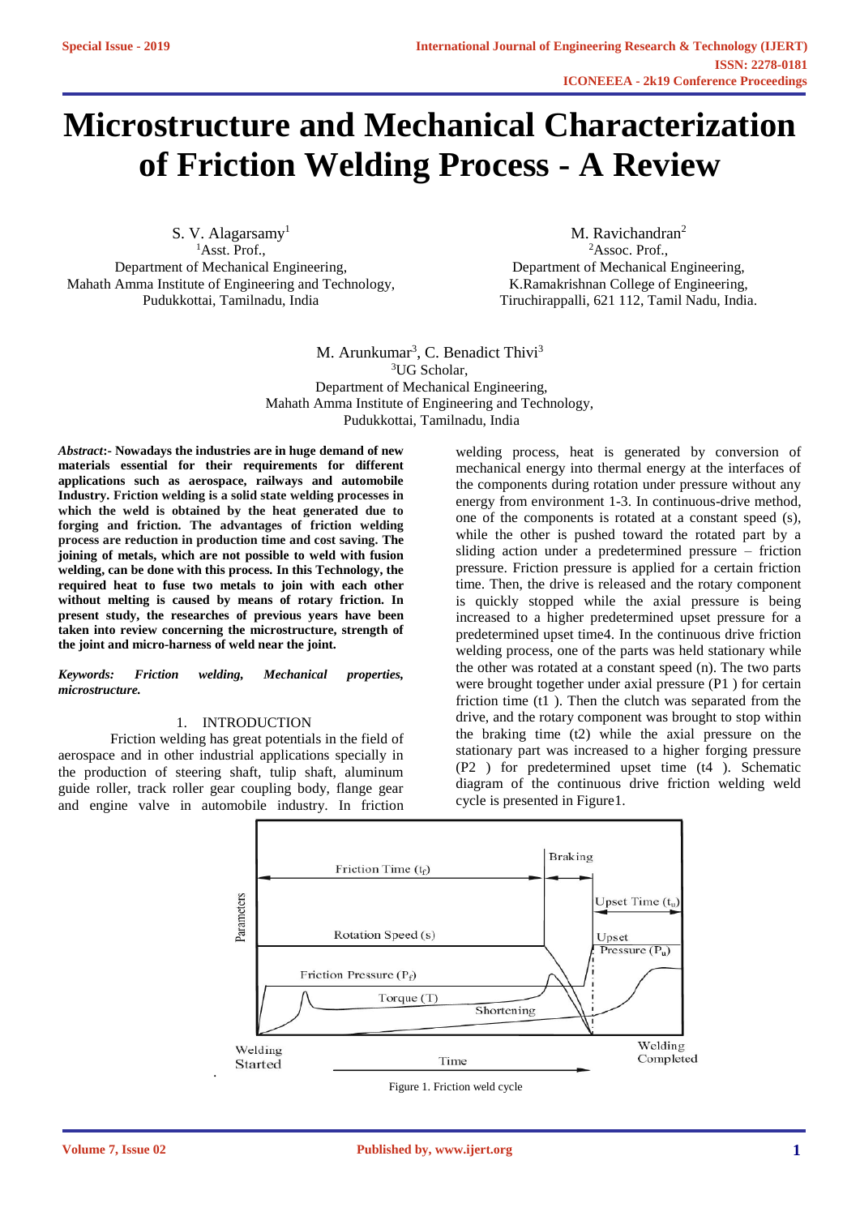# Microstructure and Mechanical Characterization of Friction Welding Process - A Review

S. V. Alagarsamy[1]
[1]Asst. Prof.,
Department of Mechanical Engineering,
Mahath Amma Institute of Engineering and Technology,
Pudukkottai, Tamilnadu, India

M. Ravichandran[2]
[2]Assoc. Prof.,
Department of Mechanical Engineering,
K.Ramakrishnan College of Engineering,
Tiruchirappalli, 621 112, Tamil Nadu, India.

M. Arunkumar[3], C. Benadict Thivi[3]
[3]UG Scholar,
Department of Mechanical Engineering,
Mahath Amma Institute of Engineering and Technology,
Pudukkottai, Tamilnadu, India

***Abstract*:- Nowadays the industries are in huge demand of new materials essential for their requirements for different applications such as aerospace, railways and automobile Industry. Friction welding is a solid state welding processes in which the weld is obtained by the heat generated due to forging and friction. The advantages of friction welding process are reduction in production time and cost saving. The joining of metals, which are not possible to weld with fusion welding, can be done with this process. In this Technology, the required heat to fuse two metals to join with each other without melting is caused by means of rotary friction. In present study, the researches of previous years have been taken into review concerning the microstructure, strength of the joint and micro-harness of weld near the joint.**

***Keywords: Friction welding, Mechanical properties, microstructure.***

## 1. INTRODUCTION

Friction welding has great potentials in the field of aerospace and in other industrial applications specially in the production of steering shaft, tulip shaft, aluminum guide roller, track roller gear coupling body, flange gear and engine valve in automobile industry. In friction welding process, heat is generated by conversion of mechanical energy into thermal energy at the interfaces of the components during rotation under pressure without any energy from environment 1-3. In continuous-drive method, one of the components is rotated at a constant speed (s), while the other is pushed toward the rotated part by a sliding action under a predetermined pressure – friction pressure. Friction pressure is applied for a certain friction time. Then, the drive is released and the rotary component is quickly stopped while the axial pressure is being increased to a higher predetermined upset pressure for a predetermined upset time4. In the continuous drive friction welding process, one of the parts was held stationary while the other was rotated at a constant speed (n). The two parts were brought together under axial pressure ($P1$) for certain friction time ($t1$). Then the clutch was separated from the drive, and the rotary component was brought to stop within the braking time ($t2$) while the axial pressure on the stationary part was increased to a higher forging pressure ($P2$) for predetermined upset time ($t4$). Schematic diagram of the continuous drive friction welding weld cycle is presented in Figure1.

Figure 1. Friction weld cycle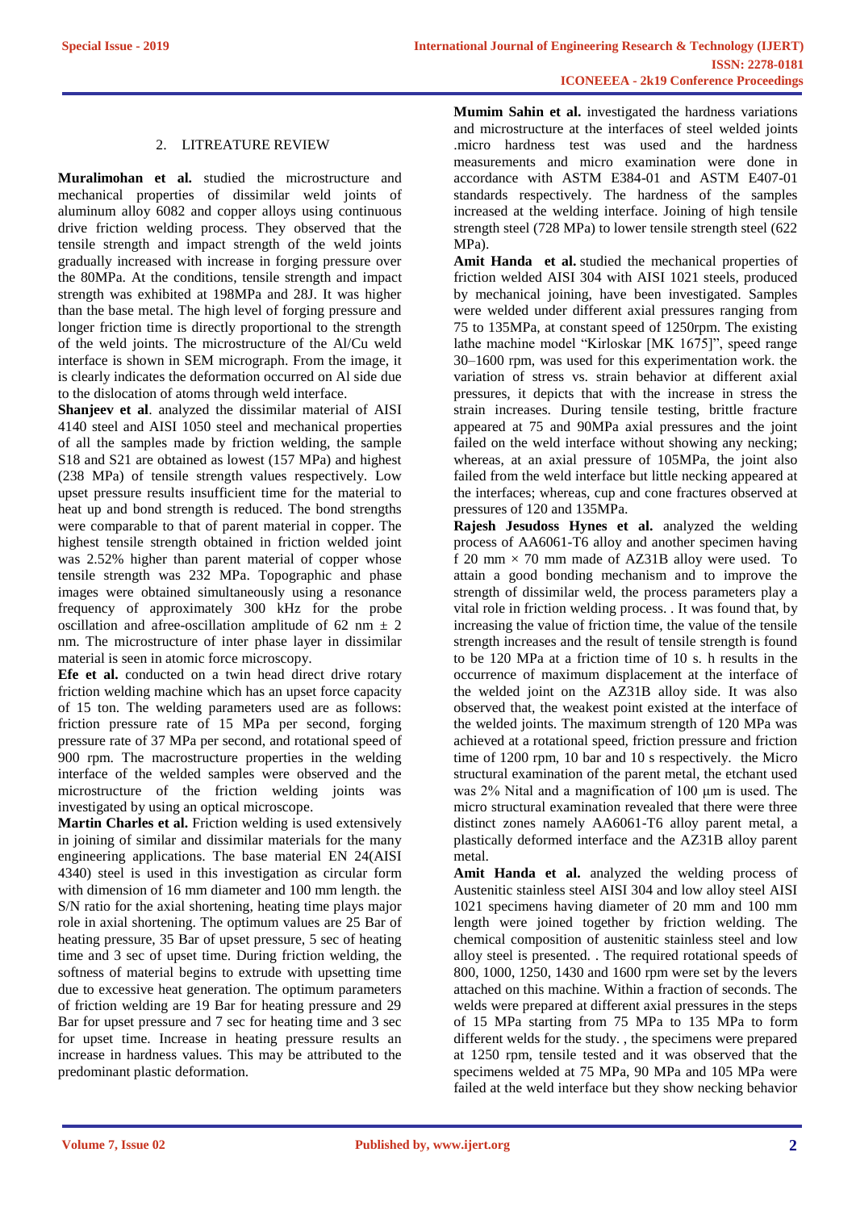## 2. LITREATURE REVIEW

**Muralimohan et al.** studied the microstructure and mechanical properties of dissimilar weld joints of aluminum alloy 6082 and copper alloys using continuous drive friction welding process. They observed that the tensile strength and impact strength of the weld joints gradually increased with increase in forging pressure over the 80MPa. At the conditions, tensile strength and impact strength was exhibited at 198MPa and 28J. It was higher than the base metal. The high level of forging pressure and longer friction time is directly proportional to the strength of the weld joints. The microstructure of the Al/Cu weld interface is shown in SEM micrograph. From the image, it is clearly indicates the deformation occurred on Al side due to the dislocation of atoms through weld interface.

**Shanjeev et al**. analyzed the dissimilar material of AISI 4140 steel and AISI 1050 steel and mechanical properties of all the samples made by friction welding, the sample S18 and S21 are obtained as lowest (157 MPa) and highest (238 MPa) of tensile strength values respectively. Low upset pressure results insufficient time for the material to heat up and bond strength is reduced. The bond strengths were comparable to that of parent material in copper. The highest tensile strength obtained in friction welded joint was 2.52% higher than parent material of copper whose tensile strength was 232 MPa. Topographic and phase images were obtained simultaneously using a resonance frequency of approximately 300 kHz for the probe oscillation and afree-oscillation amplitude of 62 nm $\pm$ 2 nm. The microstructure of inter phase layer in dissimilar material is seen in atomic force microscopy.

**Efe et al.** conducted on a twin head direct drive rotary friction welding machine which has an upset force capacity of 15 ton. The welding parameters used are as follows: friction pressure rate of 15 MPa per second, forging pressure rate of 37 MPa per second, and rotational speed of 900 rpm. The macrostructure properties in the welding interface of the welded samples were observed and the microstructure of the friction welding joints was investigated by using an optical microscope.

**Martin Charles et al.** Friction welding is used extensively in joining of similar and dissimilar materials for the many engineering applications. The base material EN 24(AISI 4340) steel is used in this investigation as circular form with dimension of 16 mm diameter and 100 mm length. the S/N ratio for the axial shortening, heating time plays major role in axial shortening. The optimum values are 25 Bar of heating pressure, 35 Bar of upset pressure, 5 sec of heating time and 3 sec of upset time. During friction welding, the softness of material begins to extrude with upsetting time due to excessive heat generation. The optimum parameters of friction welding are 19 Bar for heating pressure and 29 Bar for upset pressure and 7 sec for heating time and 3 sec for upset time. Increase in heating pressure results an increase in hardness values. This may be attributed to the predominant plastic deformation.

**Mumim Sahin et al.** investigated the hardness variations and microstructure at the interfaces of steel welded joints .micro hardness test was used and the hardness measurements and micro examination were done in accordance with ASTM E384-01 and ASTM E407-01 standards respectively. The hardness of the samples increased at the welding interface. Joining of high tensile strength steel (728 MPa) to lower tensile strength steel (622 MPa).

**Amit Handa et al.** studied the mechanical properties of friction welded AISI 304 with AISI 1021 steels, produced by mechanical joining, have been investigated. Samples were welded under different axial pressures ranging from 75 to 135MPa, at constant speed of 1250rpm. The existing lathe machine model "Kirloskar [MK 1675]", speed range 30–1600 rpm, was used for this experimentation work. the variation of stress vs. strain behavior at different axial pressures, it depicts that with the increase in stress the strain increases. During tensile testing, brittle fracture appeared at 75 and 90MPa axial pressures and the joint failed on the weld interface without showing any necking; whereas, at an axial pressure of 105MPa, the joint also failed from the weld interface but little necking appeared at the interfaces; whereas, cup and cone fractures observed at pressures of 120 and 135MPa.

**Rajesh Jesudoss Hynes et al.** analyzed the welding process of AA6061-T6 alloy and another specimen having f 20 mm × 70 mm made of AZ31B alloy were used. To attain a good bonding mechanism and to improve the strength of dissimilar weld, the process parameters play a vital role in friction welding process. . It was found that, by increasing the value of friction time, the value of the tensile strength increases and the result of tensile strength is found to be 120 MPa at a friction time of 10 s. h results in the occurrence of maximum displacement at the interface of the welded joint on the AZ31B alloy side. It was also observed that, the weakest point existed at the interface of the welded joints. The maximum strength of 120 MPa was achieved at a rotational speed, friction pressure and friction time of 1200 rpm, 10 bar and 10 s respectively. the Micro structural examination of the parent metal, the etchant used was 2% Nital and a magnification of 100 μm is used. The micro structural examination revealed that there were three distinct zones namely AA6061-T6 alloy parent metal, a plastically deformed interface and the AZ31B alloy parent metal.

**Amit Handa et al.** analyzed the welding process of Austenitic stainless steel AISI 304 and low alloy steel AISI 1021 specimens having diameter of 20 mm and 100 mm length were joined together by friction welding. The chemical composition of austenitic stainless steel and low alloy steel is presented. . The required rotational speeds of 800, 1000, 1250, 1430 and 1600 rpm were set by the levers attached on this machine. Within a fraction of seconds. The welds were prepared at different axial pressures in the steps of 15 MPa starting from 75 MPa to 135 MPa to form different welds for the study. , the specimens were prepared at 1250 rpm, tensile tested and it was observed that the specimens welded at 75 MPa, 90 MPa and 105 MPa were failed at the weld interface but they show necking behavior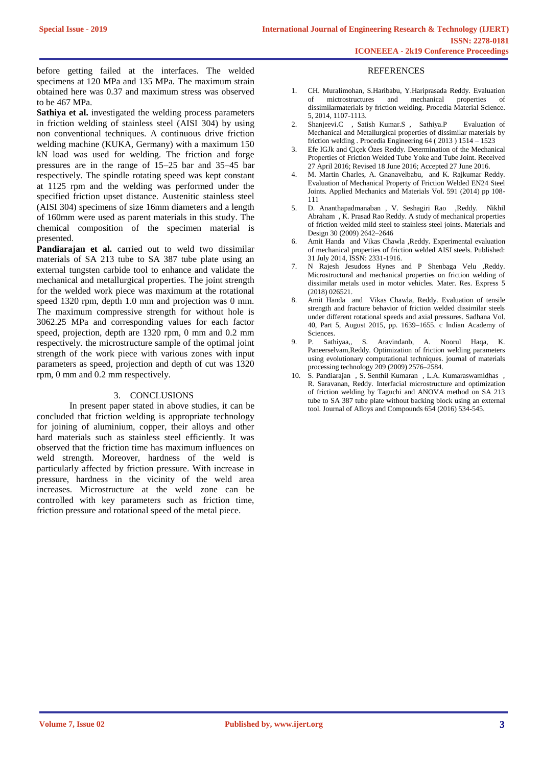before getting failed at the interfaces. The welded specimens at 120 MPa and 135 MPa. The maximum strain obtained here was 0.37 and maximum stress was observed to be 467 MPa.

**Sathiya et al.** investigated the welding process parameters in friction welding of stainless steel (AISI 304) by using non conventional techniques. A continuous drive friction welding machine (KUKA, Germany) with a maximum 150 kN load was used for welding. The friction and forge pressures are in the range of 15–25 bar and 35–45 bar respectively. The spindle rotating speed was kept constant at 1125 rpm and the welding was performed under the specified friction upset distance. Austenitic stainless steel (AISI 304) specimens of size 16mm diameters and a length of 160mm were used as parent materials in this study. The chemical composition of the specimen material is presented.

**Pandiarajan et al.** carried out to weld two dissimilar materials of SA 213 tube to SA 387 tube plate using an external tungsten carbide tool to enhance and validate the mechanical and metallurgical properties. The joint strength for the welded work piece was maximum at the rotational speed 1320 rpm, depth 1.0 mm and projection was 0 mm. The maximum compressive strength for without hole is 3062.25 MPa and corresponding values for each factor speed, projection, depth are 1320 rpm, 0 mm and 0.2 mm respectively. the microstructure sample of the optimal joint strength of the work piece with various zones with input parameters as speed, projection and depth of cut was 1320 rpm, 0 mm and 0.2 mm respectively.

## 3. CONCLUSIONS

In present paper stated in above studies, it can be concluded that friction welding is appropriate technology for joining of aluminium, copper, their alloys and other hard materials such as stainless steel efficiently. It was observed that the friction time has maximum influences on weld strength. Moreover, hardness of the weld is particularly affected by friction pressure. With increase in pressure, hardness in the vicinity of the weld area increases. Microstructure at the weld zone can be controlled with key parameters such as friction time, friction pressure and rotational speed of the metal piece.

## REFERENCES

1. CH. Muralimohan, S.Haribabu, Y.Hariprasada Reddy. Evaluation of mictrostructures and mechanical properties of dissimilarmaterials by friction welding. Procedia Material Science. 5, 2014, 1107-1113.
2. Shanjeevi.C , Satish Kumar.S , Sathiya.P Evaluation of Mechanical and Metallurgical properties of dissimilar materials by friction welding . Procedia Engineering 64 ( 2013 ) 1514 – 1523
3. Efe IGJk and Çiçek Özes Reddy. Determination of the Mechanical Properties of Friction Welded Tube Yoke and Tube Joint. Received 27 April 2016; Revised 18 June 2016; Accepted 27 June 2016.
4. M. Martin Charles, A. Gnanavelbabu, and K. Rajkumar Reddy. Evaluation of Mechanical Property of Friction Welded EN24 Steel Joints. Applied Mechanics and Materials Vol. 591 (2014) pp 108-111
5. D. Ananthapadmanaban , V. Seshagiri Rao ,Reddy. Nikhil Abraham , K. Prasad Rao Reddy. A study of mechanical properties of friction welded mild steel to stainless steel joints. Materials and Design 30 (2009) 2642–2646
6. Amit Handa and Vikas Chawla ,Reddy. Experimental evaluation of mechanical properties of friction welded AISI steels. Published: 31 July 2014, ISSN: 2331-1916.
7. N Rajesh Jesudoss Hynes and P Shenbaga Velu ,Reddy. Microstructural and mechanical properties on friction welding of dissimilar metals used in motor vehicles. Mater. Res. Express 5 (2018) 026521.
8. Amit Handa and Vikas Chawla, Reddy. Evaluation of tensile strength and fracture behavior of friction welded dissimilar steels under different rotational speeds and axial pressures. Sadhana Vol. 40, Part 5, August 2015, pp. 1639–1655. c Indian Academy of Sciences.
9. P. Sathiyaa,, S. Aravindanb, A. Noorul Haqa, K. Paneerselvam,Reddy. Optimization of friction welding parameters using evolutionary computational techniques. journal of materials processing technology 209 (2009) 2576–2584.
10. S. Pandiarajan , S. Senthil Kumaran , L.A. Kumaraswamidhas , R. Saravanan, Reddy. Interfacial microstructure and optimization of friction welding by Taguchi and ANOVA method on SA 213 tube to SA 387 tube plate without backing block using an external tool. Journal of Alloys and Compounds 654 (2016) 534-545.